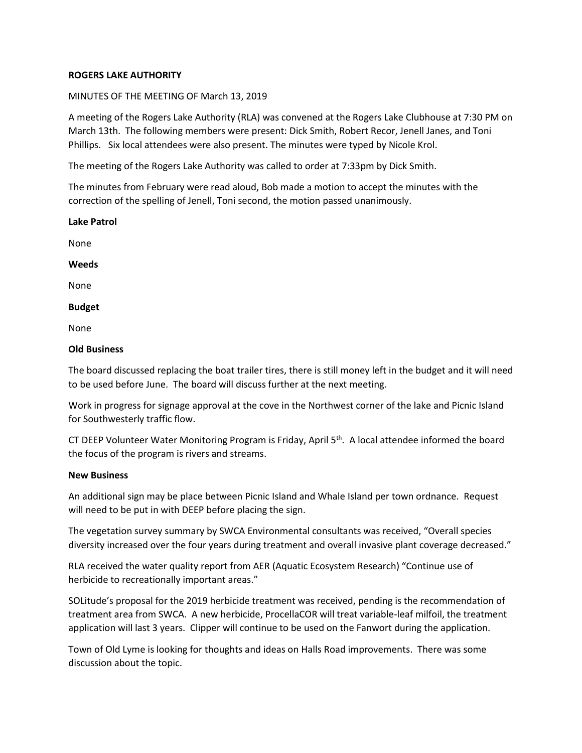**ROGERS LAKE AUTHORITY**

MINUTES OF THE MEETING OF March 13, 2019

A meeting of the Rogers Lake Authority (RLA) was convened at the Rogers Lake Clubhouse at 7:30 PM on March 13th. The following members were present: Dick Smith, Robert Recor, Jenell Janes, and Toni Phillips. Six local attendees were also present. The minutes were typed by Nicole Krol.

The meeting of the Rogers Lake Authority was called to order at 7:33pm by Dick Smith.

The minutes from February were read aloud, Bob made a motion to accept the minutes with the correction of the spelling of Jenell, Toni second, the motion passed unanimously.

**Lake Patrol**

None

**Weeds**

None

**Budget**

None

**Old Business**

The board discussed replacing the boat trailer tires, there is still money left in the budget and it will need to be used before June. The board will discuss further at the next meeting.

Work in progress for signage approval at the cove in the Northwest corner of the lake and Picnic Island for Southwesterly traffic flow.

CT DEEP Volunteer Water Monitoring Program is Friday, April 5th. A local attendee informed the board the focus of the program is rivers and streams.

**New Business**

An additional sign may be place between Picnic Island and Whale Island per town ordnance. Request will need to be put in with DEEP before placing the sign.

The vegetation survey summary by SWCA Environmental consultants was received, "Overall species diversity increased over the four years during treatment and overall invasive plant coverage decreased."

RLA received the water quality report from AER (Aquatic Ecosystem Research) "Continue use of herbicide to recreationally important areas."

SOLitude's proposal for the 2019 herbicide treatment was received, pending is the recommendation of treatment area from SWCA. A new herbicide, ProcellaCOR will treat variable-leaf milfoil, the treatment application will last 3 years. Clipper will continue to be used on the Fanwort during the application.

Town of Old Lyme is looking for thoughts and ideas on Halls Road improvements. There was some discussion about the topic.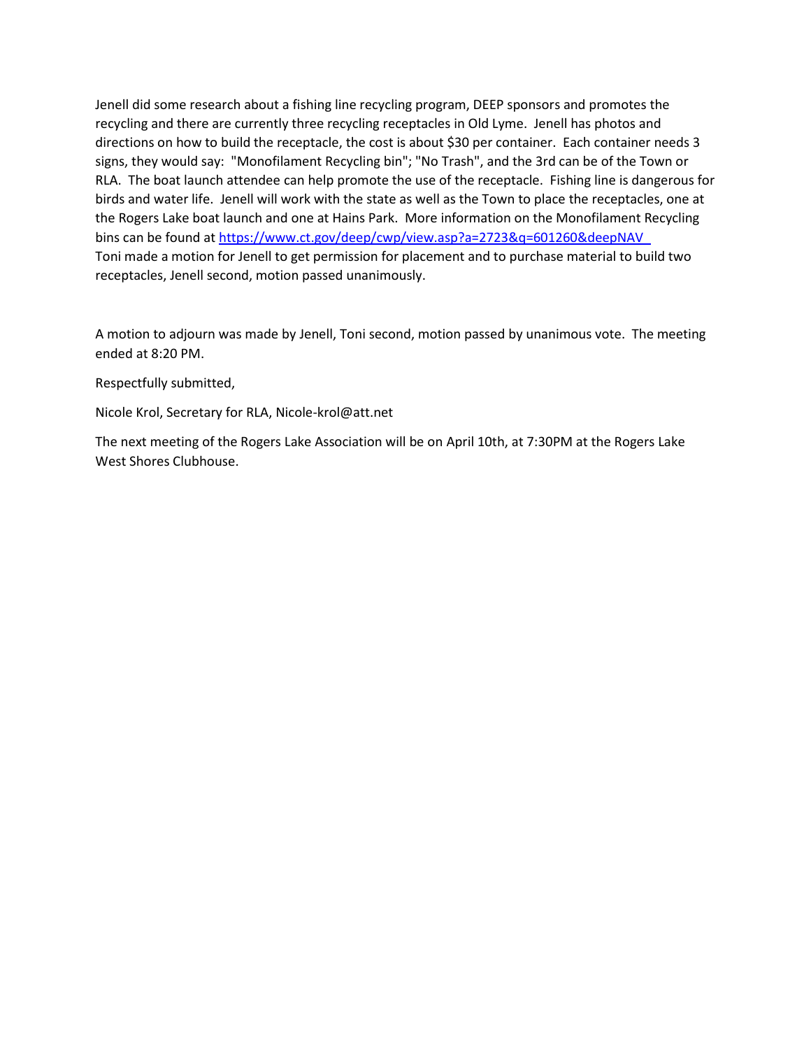Jenell did some research about a fishing line recycling program, DEEP sponsors and promotes the recycling and there are currently three recycling receptacles in Old Lyme. Jenell has photos and directions on how to build the receptacle, the cost is about $30 per container. Each container needs 3 signs, they would say: "Monofilament Recycling bin"; "No Trash", and the 3rd can be of the Town or RLA. The boat launch attendee can help promote the use of the receptacle. Fishing line is dangerous for birds and water life. Jenell will work with the state as well as the Town to place the receptacles, one at the Rogers Lake boat launch and one at Hains Park. More information on the Monofilament Recycling bins can be found at https://www.ct.gov/deep/cwp/view.asp?a=2723&q=601260&deepNAV_
Toni made a motion for Jenell to get permission for placement and to purchase material to build two receptacles, Jenell second, motion passed unanimously.

A motion to adjourn was made by Jenell, Toni second, motion passed by unanimous vote. The meeting ended at 8:20 PM.

Respectfully submitted,

Nicole Krol, Secretary for RLA, Nicole-krol@att.net

The next meeting of the Rogers Lake Association will be on April 10th, at 7:30PM at the Rogers Lake West Shores Clubhouse.